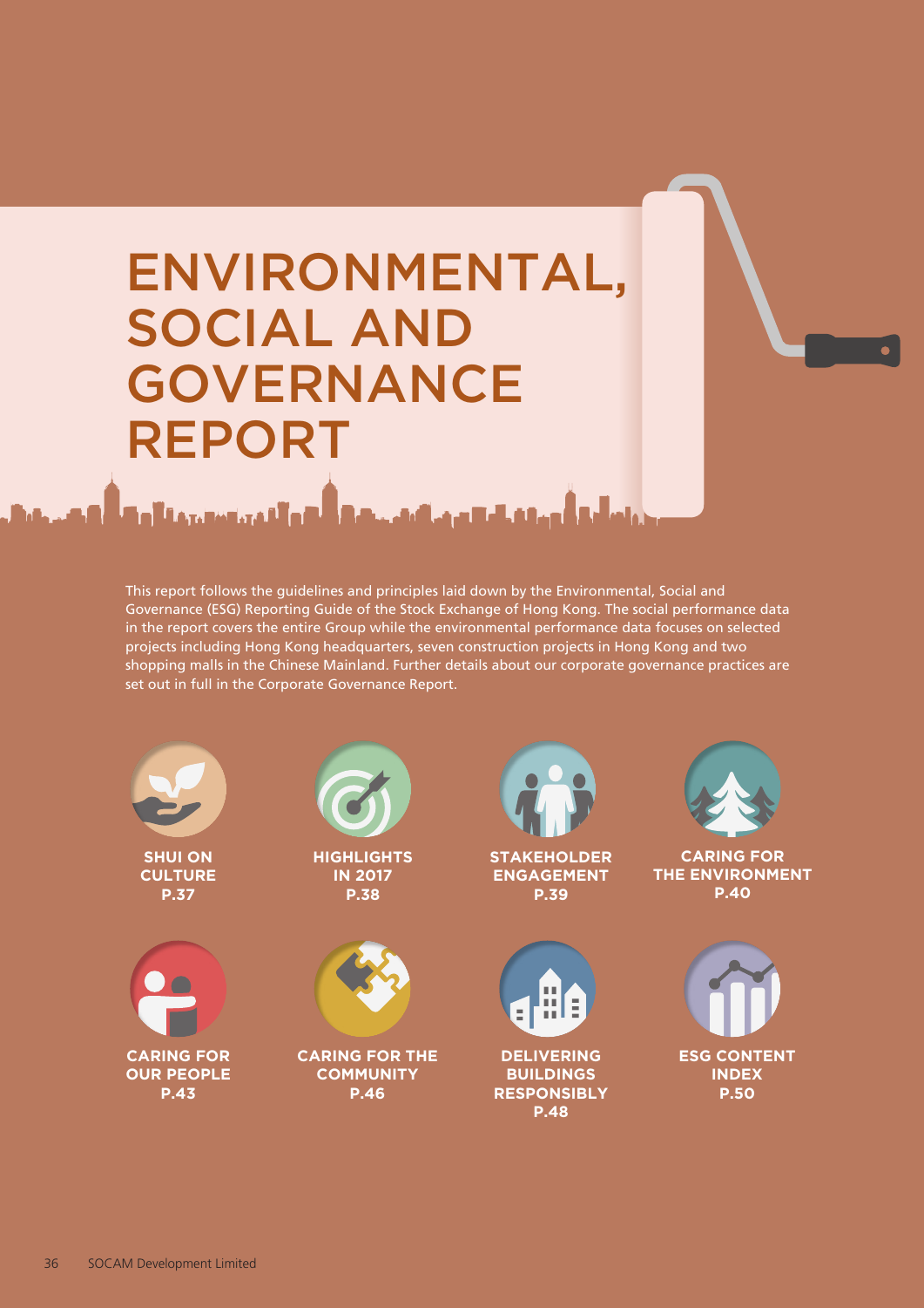# ENVIRONMENTAL, SOCIAL AND GOVERNANCE REPORT

This report follows the guidelines and principles laid down by the Environmental, Social and Governance (ESG) Reporting Guide of the Stock Exchange of Hong Kong. The social performance data in the report covers the entire Group while the environmental performance data focuses on selected projects including Hong Kong headquarters, seven construction projects in Hong Kong and two shopping malls in the Chinese Mainland. Further details about our corporate governance practices are set out in full in the Corporate Governance Report.

**SHUI ON CULTURE**
**P.37**

**HIGHLIGHTS IN 2017**
**P.38**

**STAKEHOLDER ENGAGEMENT**
**P.39**

**CARING FOR THE ENVIRONMENT**
**P.40**

**CARING FOR OUR PEOPLE**
**P.43**

**CARING FOR THE COMMUNITY**
**P.46**

**DELIVERING BUILDINGS RESPONSIBLY**
**P.48**

**ESG CONTENT INDEX**
**P.50**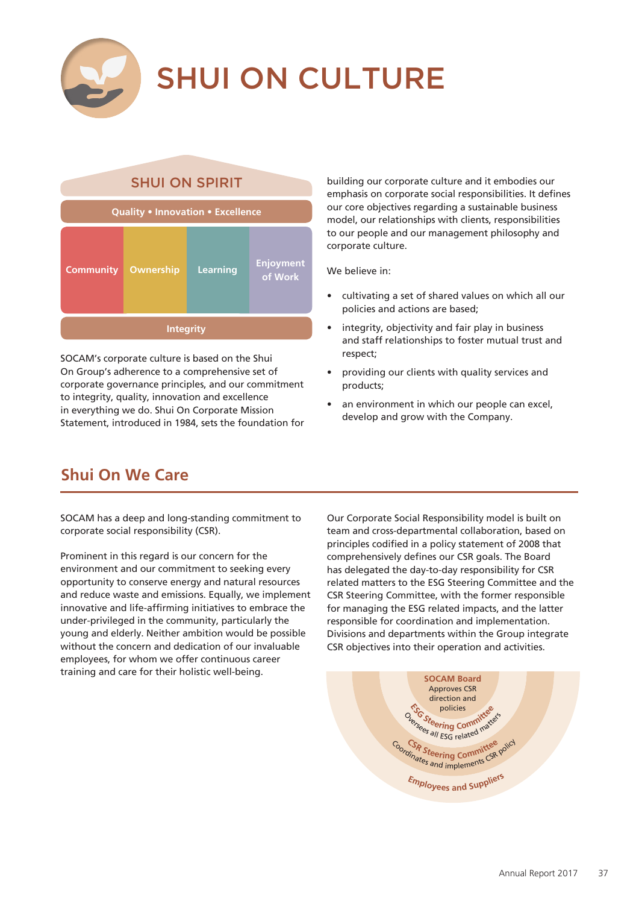# SHUI ON CULTURE

**SHUI ON SPIRIT**

**Quality • Innovation • Excellence**

| Community | Ownership | Learning | Enjoyment of Work |
|---|---|---|---|

**Integrity**

SOCAM's corporate culture is based on the Shui On Group's adherence to a comprehensive set of corporate governance principles, and our commitment to integrity, quality, innovation and excellence in everything we do. Shui On Corporate Mission Statement, introduced in 1984, sets the foundation for building our corporate culture and it embodies our emphasis on corporate social responsibilities. It defines our core objectives regarding a sustainable business model, our relationships with clients, responsibilities to our people and our management philosophy and corporate culture.

We believe in:

- cultivating a set of shared values on which all our policies and actions are based;
- integrity, objectivity and fair play in business and staff relationships to foster mutual trust and respect;
- providing our clients with quality services and products;
- an environment in which our people can excel, develop and grow with the Company.

## Shui On We Care

SOCAM has a deep and long-standing commitment to corporate social responsibility (CSR).

Prominent in this regard is our concern for the environment and our commitment to seeking every opportunity to conserve energy and natural resources and reduce waste and emissions. Equally, we implement innovative and life-affirming initiatives to embrace the under-privileged in the community, particularly the young and elderly. Neither ambition would be possible without the concern and dedication of our invaluable employees, for whom we offer continuous career training and care for their holistic well-being.

Our Corporate Social Responsibility model is built on team and cross-departmental collaboration, based on principles codified in a policy statement of 2008 that comprehensively defines our CSR goals. The Board has delegated the day-to-day responsibility for CSR related matters to the ESG Steering Committee and the CSR Steering Committee, with the former responsible for managing the ESG related impacts, and the latter responsible for coordination and implementation. Divisions and departments within the Group integrate CSR objectives into their operation and activities.

**SOCAM Board**
Approves CSR direction and policies

**ESG Steering Committee**
Oversees all ESG related matters

**CSR Steering Committee**
Coordinates and implements CSR policy

**Employees and Suppliers**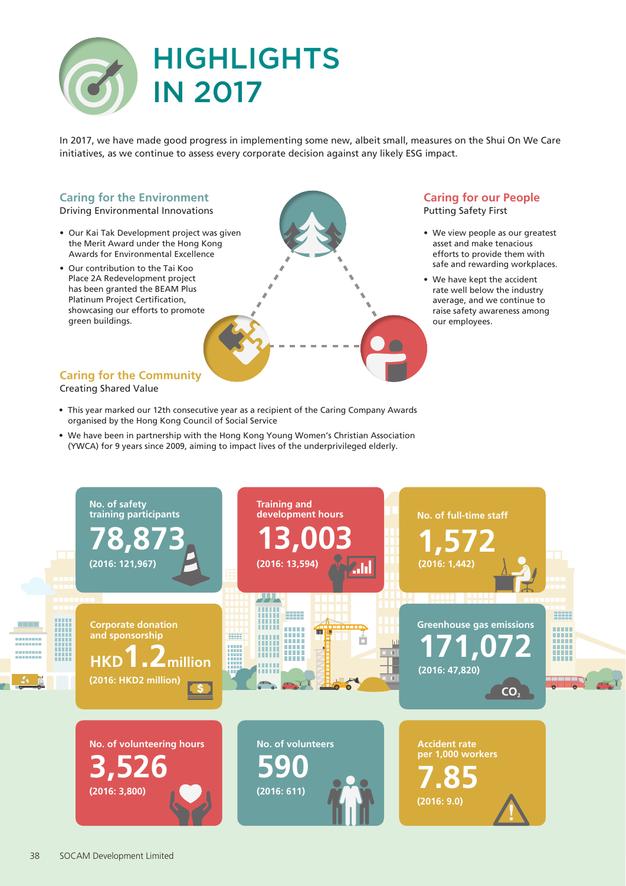# HIGHLIGHTS IN 2017

In 2017, we have made good progress in implementing some new, albeit small, measures on the Shui On We Care initiatives, as we continue to assess every corporate decision against any likely ESG impact.

## Caring for the Environment

Driving Environmental Innovations

- Our Kai Tak Development project was given the Merit Award under the Hong Kong Awards for Environmental Excellence
- Our contribution to the Tai Koo Place 2A Redevelopment project has been granted the BEAM Plus Platinum Project Certification, showcasing our efforts to promote green buildings.

## Caring for our People

Putting Safety First

- We view people as our greatest asset and make tenacious efforts to provide them with safe and rewarding workplaces.
- We have kept the accident rate well below the industry average, and we continue to raise safety awareness among our employees.

## Caring for the Community

Creating Shared Value

- This year marked our 12th consecutive year as a recipient of the Caring Company Awards organised by the Hong Kong Council of Social Service
- We have been in partnership with the Hong Kong Young Women's Christian Association (YWCA) for 9 years since 2009, aiming to impact lives of the underprivileged elderly.

**No. of safety training participants**
**78,873**
(2016: 121,967)

**Training and development hours**
**13,003**
(2016: 13,594)

**No. of full-time staff**
**1,572**
(2016: 1,442)

**Corporate donation and sponsorship**
**HKD 1.2 million**
(2016: HKD2 million)

**Greenhouse gas emissions**
**171,072**
(2016: 47,820)

$CO_2$

**No. of volunteering hours**
**3,526**
(2016: 3,800)

**No. of volunteers**
**590**
(2016: 611)

**Accident rate per 1,000 workers**
**7.85**
(2016: 9.0)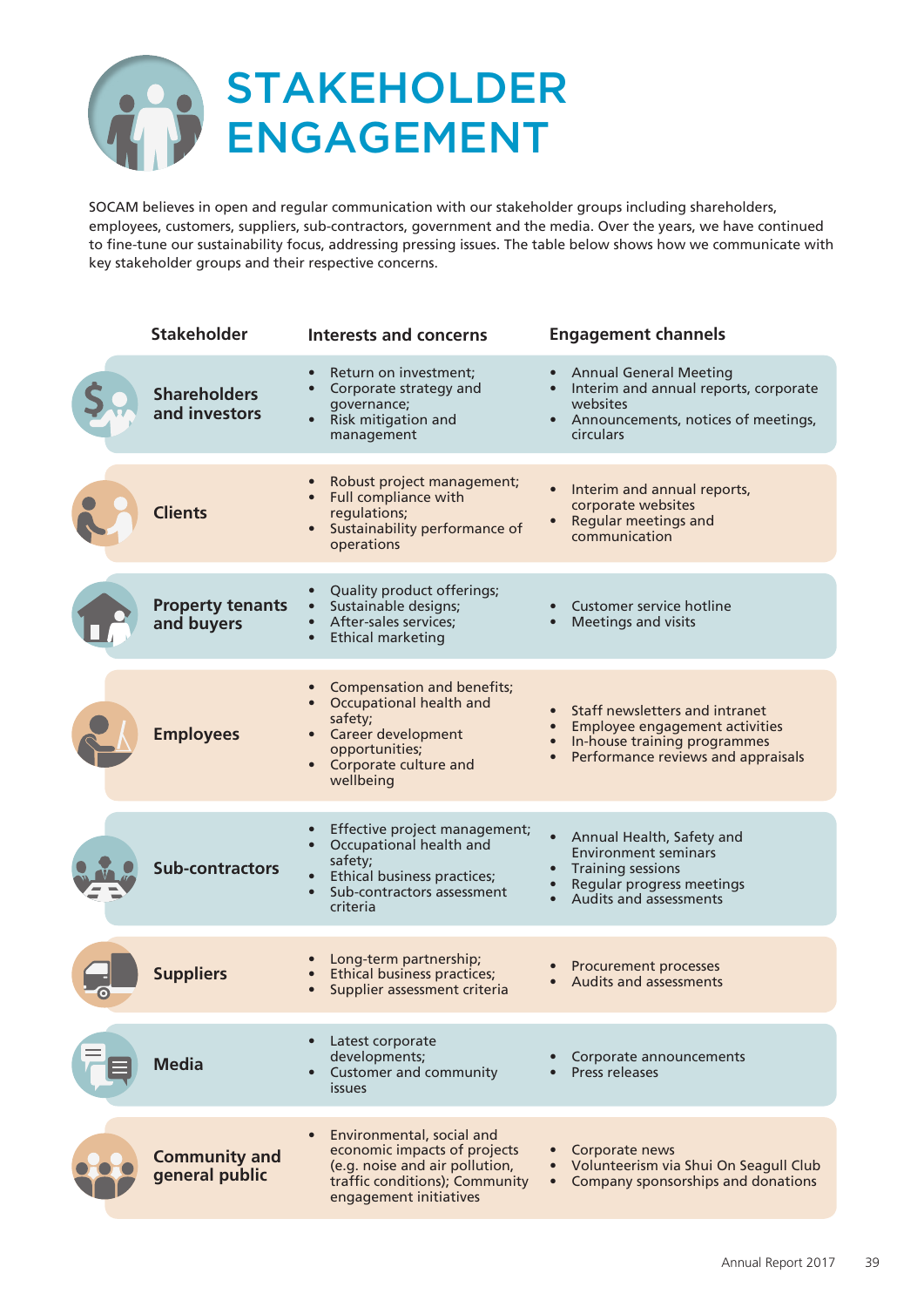# STAKEHOLDER ENGAGEMENT

SOCAM believes in open and regular communication with our stakeholder groups including shareholders, employees, customers, suppliers, sub-contractors, government and the media. Over the years, we have continued to fine-tune our sustainability focus, addressing pressing issues. The table below shows how we communicate with key stakeholder groups and their respective concerns.

| Stakeholder | Interests and concerns | Engagement channels |
|---|---|---|
| **Shareholders and investors** | • Return on investment;<br>• Corporate strategy and governance;<br>• Risk mitigation and management | • Annual General Meeting<br>• Interim and annual reports, corporate websites<br>• Announcements, notices of meetings, circulars |
| **Clients** | • Robust project management;<br>• Full compliance with regulations;<br>• Sustainability performance of operations | • Interim and annual reports, corporate websites<br>• Regular meetings and communication |
| **Property tenants and buyers** | • Quality product offerings;<br>• Sustainable designs;<br>• After-sales services;<br>• Ethical marketing | • Customer service hotline<br>• Meetings and visits |
| **Employees** | • Compensation and benefits;<br>• Occupational health and safety;<br>• Career development opportunities;<br>• Corporate culture and wellbeing | • Staff newsletters and intranet<br>• Employee engagement activities<br>• In-house training programmes<br>• Performance reviews and appraisals |
| **Sub-contractors** | • Effective project management;<br>• Occupational health and safety;<br>• Ethical business practices;<br>• Sub-contractors assessment criteria | • Annual Health, Safety and Environment seminars<br>• Training sessions<br>• Regular progress meetings<br>• Audits and assessments |
| **Suppliers** | • Long-term partnership;<br>• Ethical business practices;<br>• Supplier assessment criteria | • Procurement processes<br>• Audits and assessments |
| **Media** | • Latest corporate developments;<br>• Customer and community issues | • Corporate announcements<br>• Press releases |
| **Community and general public** | • Environmental, social and economic impacts of projects (e.g. noise and air pollution, traffic conditions); Community engagement initiatives | • Corporate news<br>• Volunteerism via Shui On Seagull Club<br>• Company sponsorships and donations |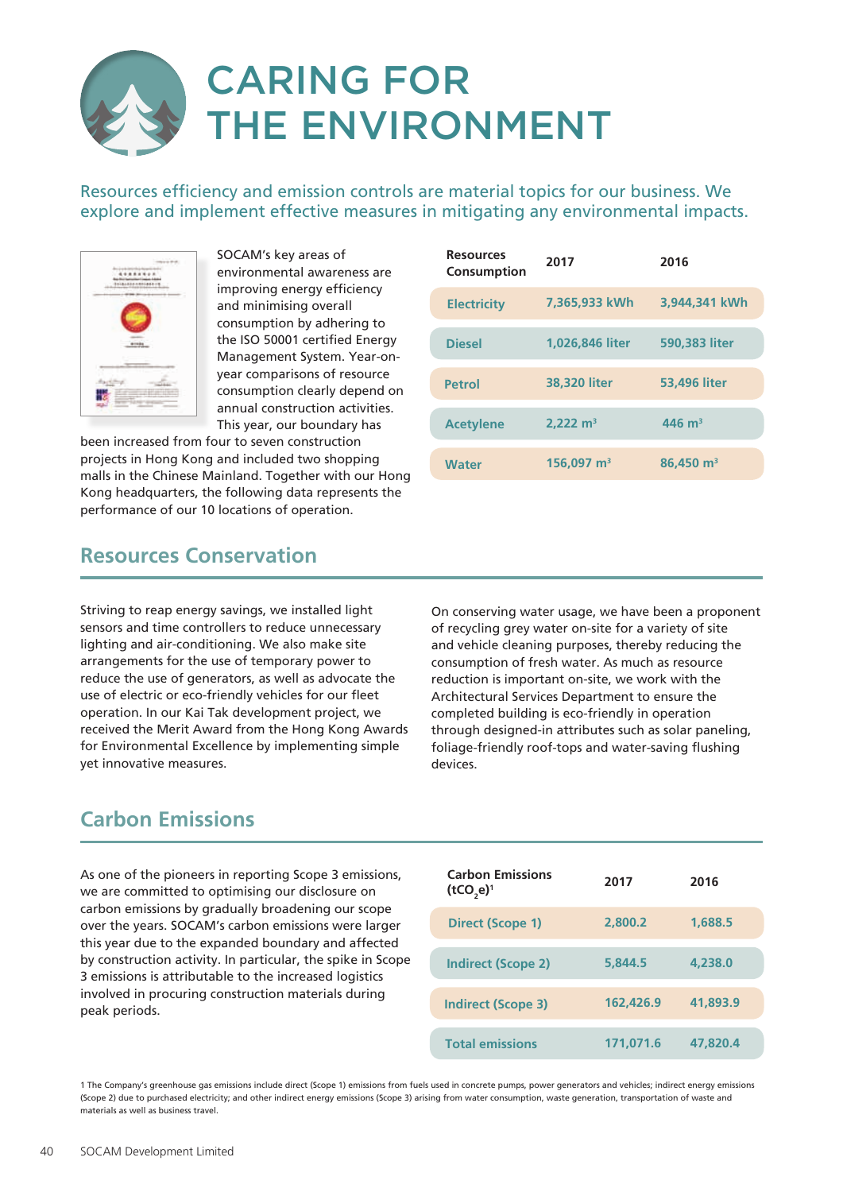# CARING FOR THE ENVIRONMENT

Resources efficiency and emission controls are material topics for our business. We explore and implement effective measures in mitigating any environmental impacts.

SOCAM's key areas of environmental awareness are improving energy efficiency and minimising overall consumption by adhering to the ISO 50001 certified Energy Management System. Year-on-year comparisons of resource consumption clearly depend on annual construction activities. This year, our boundary has been increased from four to seven construction projects in Hong Kong and included two shopping malls in the Chinese Mainland. Together with our Hong Kong headquarters, the following data represents the performance of our 10 locations of operation.

| Resources Consumption | 2017 | 2016 |
|---|---|---|
| Electricity | 7,365,933 kWh | 3,944,341 kWh |
| Diesel | 1,026,846 liter | 590,383 liter |
| Petrol | 38,320 liter | 53,496 liter |
| Acetylene | 2,222 $m^3$ | 446 $m^3$ |
| Water | 156,097 $m^3$ | 86,450 $m^3$ |

## Resources Conservation

Striving to reap energy savings, we installed light sensors and time controllers to reduce unnecessary lighting and air-conditioning. We also make site arrangements for the use of temporary power to reduce the use of generators, as well as advocate the use of electric or eco-friendly vehicles for our fleet operation. In our Kai Tak development project, we received the Merit Award from the Hong Kong Awards for Environmental Excellence by implementing simple yet innovative measures.

On conserving water usage, we have been a proponent of recycling grey water on-site for a variety of site and vehicle cleaning purposes, thereby reducing the consumption of fresh water. As much as resource reduction is important on-site, we work with the Architectural Services Department to ensure the completed building is eco-friendly in operation through designed-in attributes such as solar paneling, foliage-friendly roof-tops and water-saving flushing devices.

## Carbon Emissions

As one of the pioneers in reporting Scope 3 emissions, we are committed to optimising our disclosure on carbon emissions by gradually broadening our scope over the years. SOCAM's carbon emissions were larger this year due to the expanded boundary and affected by construction activity. In particular, the spike in Scope 3 emissions is attributable to the increased logistics involved in procuring construction materials during peak periods.

| Carbon Emissions ($tCO_2e$)[1] | 2017 | 2016 |
|---|---|---|
| Direct (Scope 1) | 2,800.2 | 1,688.5 |
| Indirect (Scope 2) | 5,844.5 | 4,238.0 |
| Indirect (Scope 3) | 162,426.9 | 41,893.9 |
| Total emissions | 171,071.6 | 47,820.4 |

1 The Company's greenhouse gas emissions include direct (Scope 1) emissions from fuels used in concrete pumps, power generators and vehicles; indirect energy emissions (Scope 2) due to purchased electricity; and other indirect energy emissions (Scope 3) arising from water consumption, waste generation, transportation of waste and materials as well as business travel.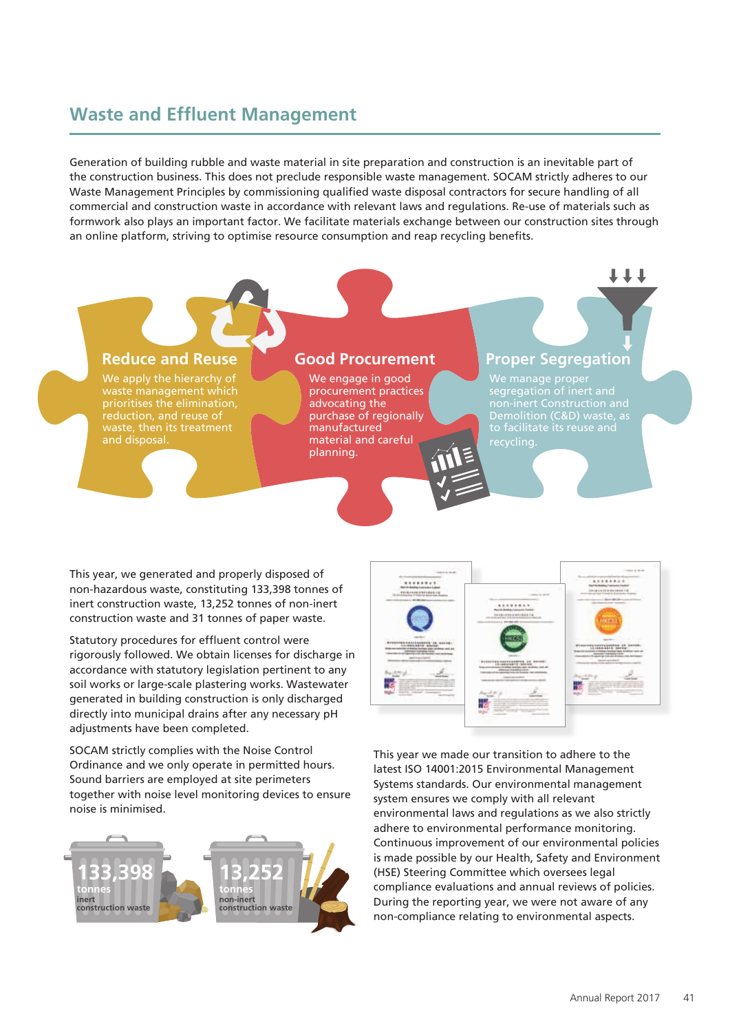## Waste and Effluent Management

Generation of building rubble and waste material in site preparation and construction is an inevitable part of the construction business. This does not preclude responsible waste management. SOCAM strictly adheres to our Waste Management Principles by commissioning qualified waste disposal contractors for secure handling of all commercial and construction waste in accordance with relevant laws and regulations. Re-use of materials such as formwork also plays an important factor. We facilitate materials exchange between our construction sites through an online platform, striving to optimise resource consumption and reap recycling benefits.

### Reduce and Reuse

We apply the hierarchy of waste management which prioritises the elimination, reduction, and reuse of waste, then its treatment and disposal.

### Good Procurement

We engage in good procurement practices advocating the purchase of regionally manufactured material and careful planning.

### Proper Segregation

We manage proper segregation of inert and non-inert Construction and Demolition (C&D) waste, as to facilitate its reuse and recycling.

This year, we generated and properly disposed of non-hazardous waste, constituting 133,398 tonnes of inert construction waste, 13,252 tonnes of non-inert construction waste and 31 tonnes of paper waste.

Statutory procedures for effluent control were rigorously followed. We obtain licenses for discharge in accordance with statutory legislation pertinent to any soil works or large-scale plastering works. Wastewater generated in building construction is only discharged directly into municipal drains after any necessary pH adjustments have been completed.

SOCAM strictly complies with the Noise Control Ordinance and we only operate in permitted hours. Sound barriers are employed at site perimeters together with noise level monitoring devices to ensure noise is minimised.

**133,398** tonnes inert construction waste

**13,252** tonnes non-inert construction waste

This year we made our transition to adhere to the latest ISO 14001:2015 Environmental Management Systems standards. Our environmental management system ensures we comply with all relevant environmental laws and regulations as we also strictly adhere to environmental performance monitoring. Continuous improvement of our environmental policies is made possible by our Health, Safety and Environment (HSE) Steering Committee which oversees legal compliance evaluations and annual reviews of policies. During the reporting year, we were not aware of any non-compliance relating to environmental aspects.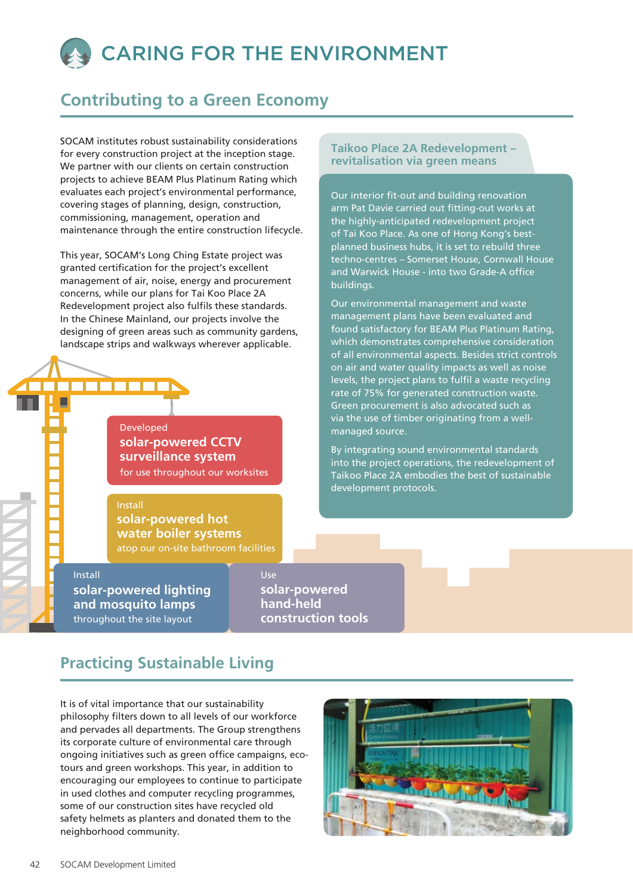# CARING FOR THE ENVIRONMENT

## Contributing to a Green Economy

SOCAM institutes robust sustainability considerations for every construction project at the inception stage. We partner with our clients on certain construction projects to achieve BEAM Plus Platinum Rating which evaluates each project's environmental performance, covering stages of planning, design, construction, commissioning, management, operation and maintenance through the entire construction lifecycle.

This year, SOCAM's Long Ching Estate project was granted certification for the project's excellent management of air, noise, energy and procurement concerns, while our plans for Tai Koo Place 2A Redevelopment project also fulfils these standards. In the Chinese Mainland, our projects involve the designing of green areas such as community gardens, landscape strips and walkways wherever applicable.

### Taikoo Place 2A Redevelopment – revitalisation via green means

Our interior fit-out and building renovation arm Pat Davie carried out fitting-out works at the highly-anticipated redevelopment project of Tai Koo Place. As one of Hong Kong's best-planned business hubs, it is set to rebuild three techno-centres – Somerset House, Cornwall House and Warwick House - into two Grade-A office buildings.

Our environmental management and waste management plans have been evaluated and found satisfactory for BEAM Plus Platinum Rating, which demonstrates comprehensive consideration of all environmental aspects. Besides strict controls on air and water quality impacts as well as noise levels, the project plans to fulfil a waste recycling rate of 75% for generated construction waste. Green procurement is also advocated such as via the use of timber originating from a well-managed source.

By integrating sound environmental standards into the project operations, the redevelopment of Taikoo Place 2A embodies the best of sustainable development protocols.

Developed **solar-powered CCTV surveillance system** for use throughout our worksites

Install **solar-powered hot water boiler systems** atop our on-site bathroom facilities

Install **solar-powered lighting and mosquito lamps** throughout the site layout

Use **solar-powered hand-held construction tools**

## Practicing Sustainable Living

It is of vital importance that our sustainability philosophy filters down to all levels of our workforce and pervades all departments. The Group strengthens its corporate culture of environmental care through ongoing initiatives such as green office campaigns, eco-tours and green workshops. This year, in addition to encouraging our employees to continue to participate in used clothes and computer recycling programmes, some of our construction sites have recycled old safety helmets as planters and donated them to the neighborhood community.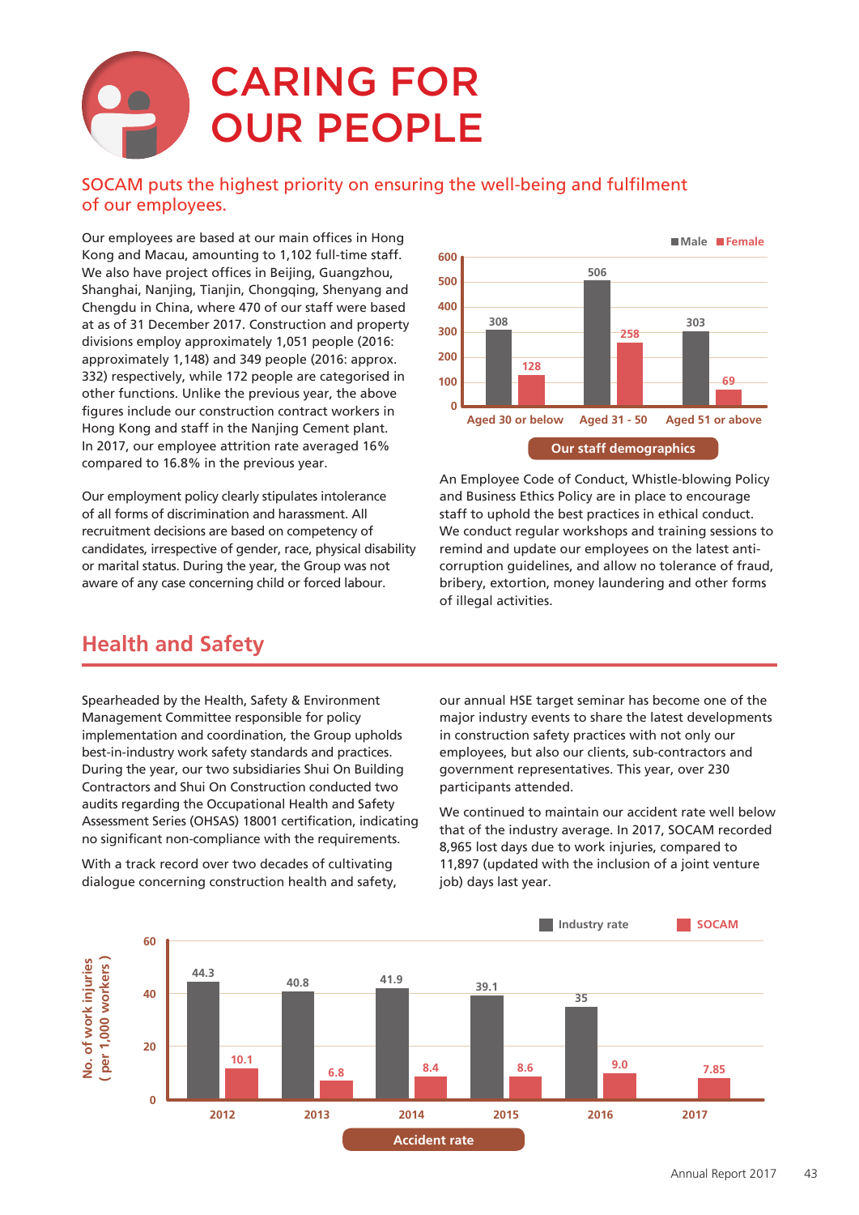# CARING FOR OUR PEOPLE

SOCAM puts the highest priority on ensuring the well-being and fulfilment of our employees.

Our employees are based at our main offices in Hong Kong and Macau, amounting to 1,102 full-time staff. We also have project offices in Beijing, Guangzhou, Shanghai, Nanjing, Tianjin, Chongqing, Shenyang and Chengdu in China, where 470 of our staff were based at as of 31 December 2017. Construction and property divisions employ approximately 1,051 people (2016: approximately 1,148) and 349 people (2016: approx. 332) respectively, while 172 people are categorised in other functions. Unlike the previous year, the above figures include our construction contract workers in Hong Kong and staff in the Nanjing Cement plant. In 2017, our employee attrition rate averaged 16% compared to 16.8% in the previous year.

Our employment policy clearly stipulates intolerance of all forms of discrimination and harassment. All recruitment decisions are based on competency of candidates, irrespective of gender, race, physical disability or marital status. During the year, the Group was not aware of any case concerning child or forced labour.

**Our staff demographics**

| | Male | Female |
|---|---|---|
| Aged 30 or below | 308 | 128 |
| Aged 31 - 50 | 506 | 258 |
| Aged 51 or above | 303 | 69 |

An Employee Code of Conduct, Whistle-blowing Policy and Business Ethics Policy are in place to encourage staff to uphold the best practices in ethical conduct. We conduct regular workshops and training sessions to remind and update our employees on the latest anti-corruption guidelines, and allow no tolerance of fraud, bribery, extortion, money laundering and other forms of illegal activities.

## Health and Safety

Spearheaded by the Health, Safety & Environment Management Committee responsible for policy implementation and coordination, the Group upholds best-in-industry work safety standards and practices. During the year, our two subsidiaries Shui On Building Contractors and Shui On Construction conducted two audits regarding the Occupational Health and Safety Assessment Series (OHSAS) 18001 certification, indicating no significant non-compliance with the requirements.

With a track record over two decades of cultivating dialogue concerning construction health and safety, our annual HSE target seminar has become one of the major industry events to share the latest developments in construction safety practices with not only our employees, but also our clients, sub-contractors and government representatives. This year, over 230 participants attended.

We continued to maintain our accident rate well below that of the industry average. In 2017, SOCAM recorded 8,965 lost days due to work injuries, compared to 11,897 (updated with the inclusion of a joint venture job) days last year.

**Accident rate**

No. of work injuries (per 1,000 workers)

| Year | Industry rate | SOCAM |
|---|---|---|
| 2012 | 44.3 | 10.1 |
| 2013 | 40.8 | 6.8 |
| 2014 | 41.9 | 8.4 |
| 2015 | 39.1 | 8.6 |
| 2016 | 35 | 9.0 |
| 2017 | | 7.85 |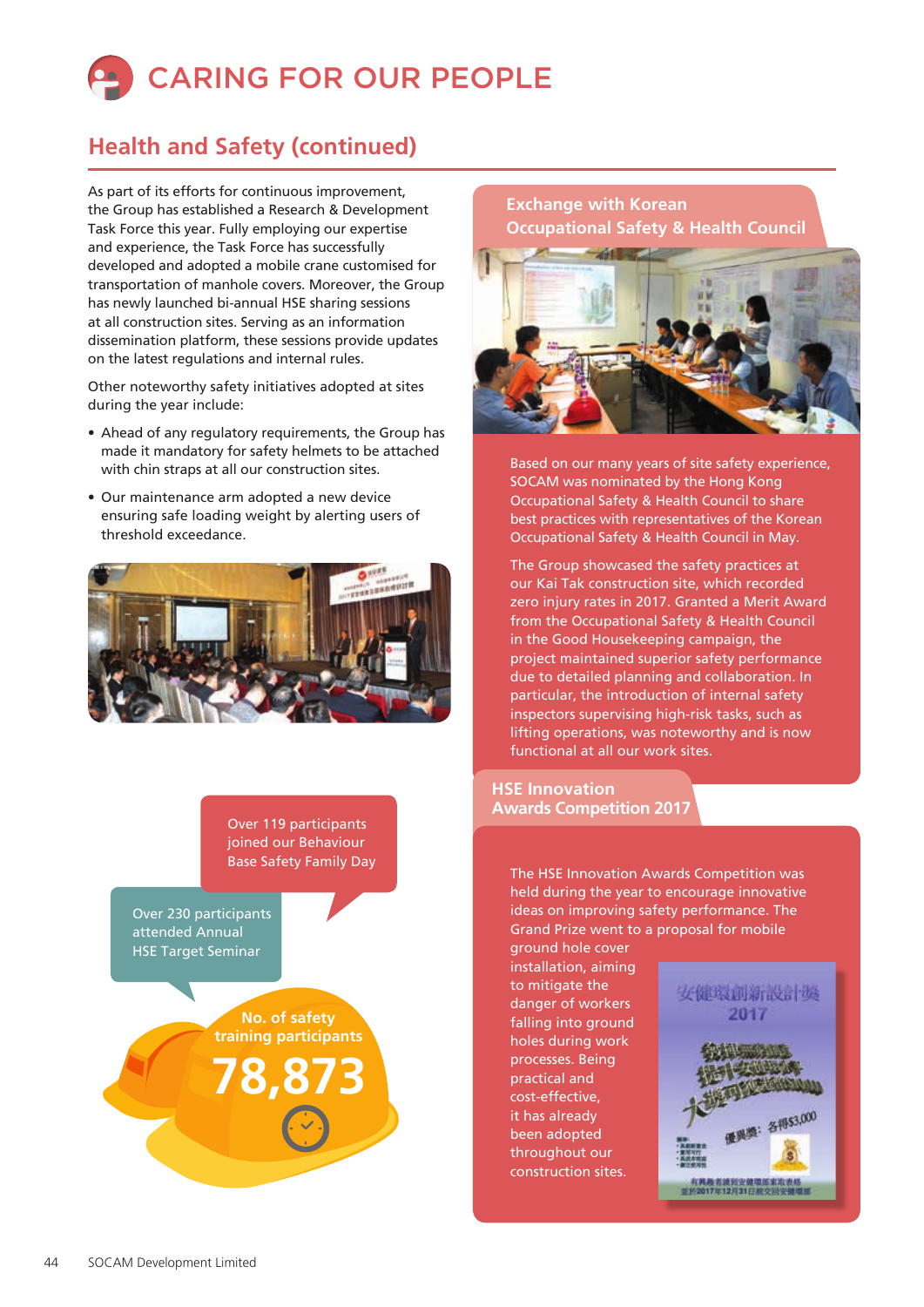# CARING FOR OUR PEOPLE

## Health and Safety (continued)

As part of its efforts for continuous improvement, the Group has established a Research & Development Task Force this year. Fully employing our expertise and experience, the Task Force has successfully developed and adopted a mobile crane customised for transportation of manhole covers. Moreover, the Group has newly launched bi-annual HSE sharing sessions at all construction sites. Serving as an information dissemination platform, these sessions provide updates on the latest regulations and internal rules.

Other noteworthy safety initiatives adopted at sites during the year include:

- Ahead of any regulatory requirements, the Group has made it mandatory for safety helmets to be attached with chin straps at all our construction sites.
- Our maintenance arm adopted a new device ensuring safe loading weight by alerting users of threshold exceedance.

Over 119 participants joined our Behaviour Base Safety Family Day

Over 230 participants attended Annual HSE Target Seminar

No. of safety training participants

**78,873**

### Exchange with Korean Occupational Safety & Health Council

Based on our many years of site safety experience, SOCAM was nominated by the Hong Kong Occupational Safety & Health Council to share best practices with representatives of the Korean Occupational Safety & Health Council in May.

The Group showcased the safety practices at our Kai Tak construction site, which recorded zero injury rates in 2017. Granted a Merit Award from the Occupational Safety & Health Council in the Good Housekeeping campaign, the project maintained superior safety performance due to detailed planning and collaboration. In particular, the introduction of internal safety inspectors supervising high-risk tasks, such as lifting operations, was noteworthy and is now functional at all our work sites.

### HSE Innovation Awards Competition 2017

The HSE Innovation Awards Competition was held during the year to encourage innovative ideas on improving safety performance. The Grand Prize went to a proposal for mobile ground hole cover installation, aiming to mitigate the danger of workers falling into ground holes during work processes. Being practical and cost-effective, it has already been adopted throughout our construction sites.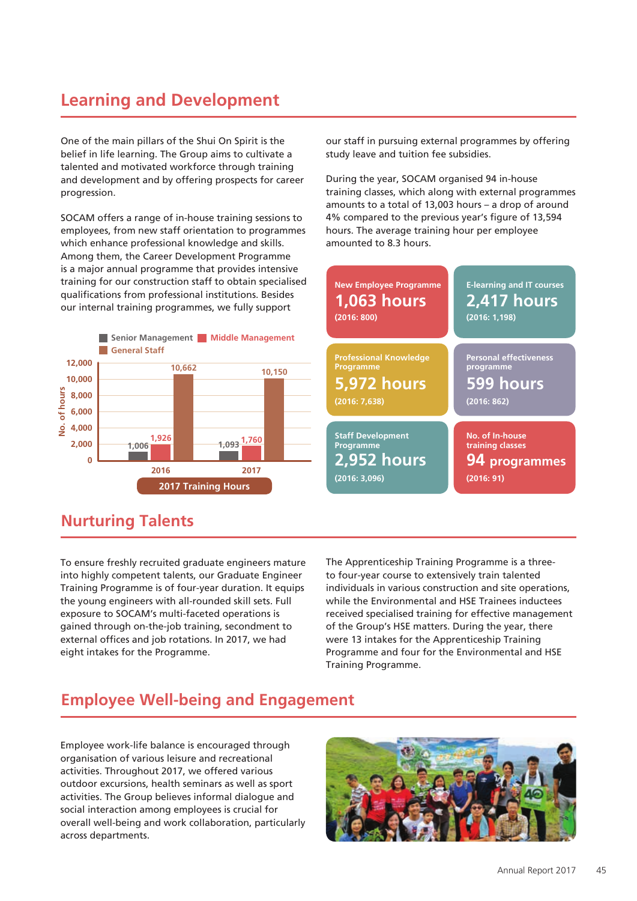## Learning and Development

One of the main pillars of the Shui On Spirit is the belief in life learning. The Group aims to cultivate a talented and motivated workforce through training and development and by offering prospects for career progression.

SOCAM offers a range of in-house training sessions to employees, from new staff orientation to programmes which enhance professional knowledge and skills. Among them, the Career Development Programme is a major annual programme that provides intensive training for our construction staff to obtain specialised qualifications from professional institutions. Besides our internal training programmes, we fully support our staff in pursuing external programmes by offering study leave and tuition fee subsidies.

During the year, SOCAM organised 94 in-house training classes, which along with external programmes amounts to a total of 13,003 hours – a drop of around 4% compared to the previous year's figure of 13,594 hours. The average training hour per employee amounted to 8.3 hours.

**2017 Training Hours**

| No. of hours | Senior Management | Middle Management | General Staff |
|---|---|---|---|
| 2016 | 1,006 | 1,926 | 10,662 |
| 2017 | 1,093 | 1,760 | 10,150 |

| Programme | Hours | 2016 |
|---|---|---|
| New Employee Programme | 1,063 hours | (2016: 800) |
| E-learning and IT courses | 2,417 hours | (2016: 1,198) |
| Professional Knowledge Programme | 5,972 hours | (2016: 7,638) |
| Personal effectiveness programme | 599 hours | (2016: 862) |
| Staff Development Programme | 2,952 hours | (2016: 3,096) |
| No. of In-house training classes | 94 programmes | (2016: 91) |

## Nurturing Talents

To ensure freshly recruited graduate engineers mature into highly competent talents, our Graduate Engineer Training Programme is of four-year duration. It equips the young engineers with all-rounded skill sets. Full exposure to SOCAM's multi-faceted operations is gained through on-the-job training, secondment to external offices and job rotations. In 2017, we had eight intakes for the Programme.

The Apprenticeship Training Programme is a three- to four-year course to extensively train talented individuals in various construction and site operations, while the Environmental and HSE Trainees inductees received specialised training for effective management of the Group's HSE matters. During the year, there were 13 intakes for the Apprenticeship Training Programme and four for the Environmental and HSE Training Programme.

## Employee Well-being and Engagement

Employee work-life balance is encouraged through organisation of various leisure and recreational activities. Throughout 2017, we offered various outdoor excursions, health seminars as well as sport activities. The Group believes informal dialogue and social interaction among employees is crucial for overall well-being and work collaboration, particularly across departments.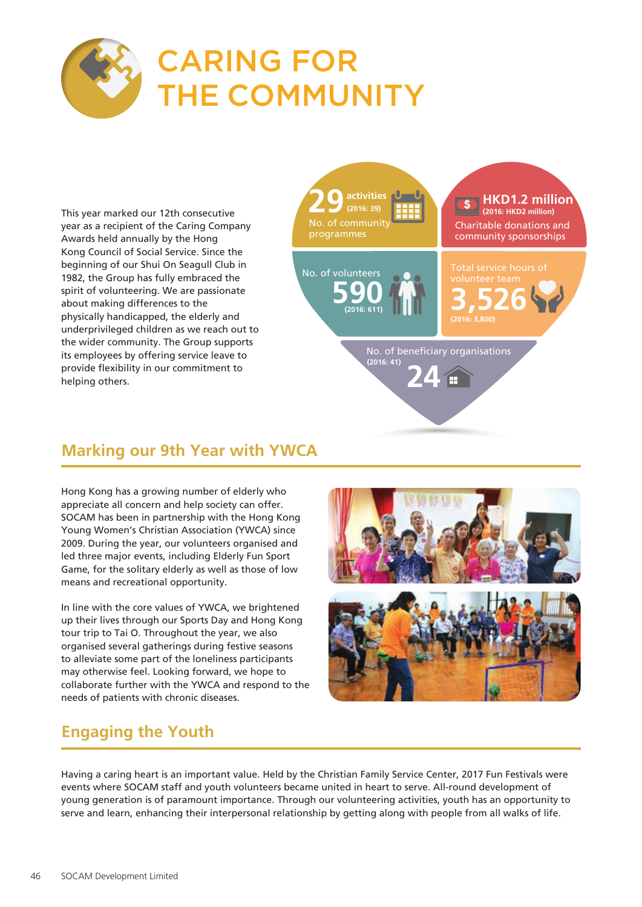# CARING FOR THE COMMUNITY

This year marked our 12th consecutive year as a recipient of the Caring Company Awards held annually by the Hong Kong Council of Social Service. Since the beginning of our Shui On Seagull Club in 1982, the Group has fully embraced the spirit of volunteering. We are passionate about making differences to the physically handicapped, the elderly and underprivileged children as we reach out to the wider community. The Group supports its employees by offering service leave to provide flexibility in our commitment to helping others.

**29** activities (2016: 39)
No. of community programmes

**HKD1.2 million** (2016: HKD2 million)
Charitable donations and community sponsorships

No. of volunteers
**590** (2016: 611)

Total service hours of volunteer team
**3,526** (2016: 3,800)

No. of beneficiary organisations
(2016: 41)
**24**

## Marking our 9th Year with YWCA

Hong Kong has a growing number of elderly who appreciate all concern and help society can offer. SOCAM has been in partnership with the Hong Kong Young Women's Christian Association (YWCA) since 2009. During the year, our volunteers organised and led three major events, including Elderly Fun Sport Game, for the solitary elderly as well as those of low means and recreational opportunity.

In line with the core values of YWCA, we brightened up their lives through our Sports Day and Hong Kong tour trip to Tai O. Throughout the year, we also organised several gatherings during festive seasons to alleviate some part of the loneliness participants may otherwise feel. Looking forward, we hope to collaborate further with the YWCA and respond to the needs of patients with chronic diseases.

## Engaging the Youth

Having a caring heart is an important value. Held by the Christian Family Service Center, 2017 Fun Festivals were events where SOCAM staff and youth volunteers became united in heart to serve. All-round development of young generation is of paramount importance. Through our volunteering activities, youth has an opportunity to serve and learn, enhancing their interpersonal relationship by getting along with people from all walks of life.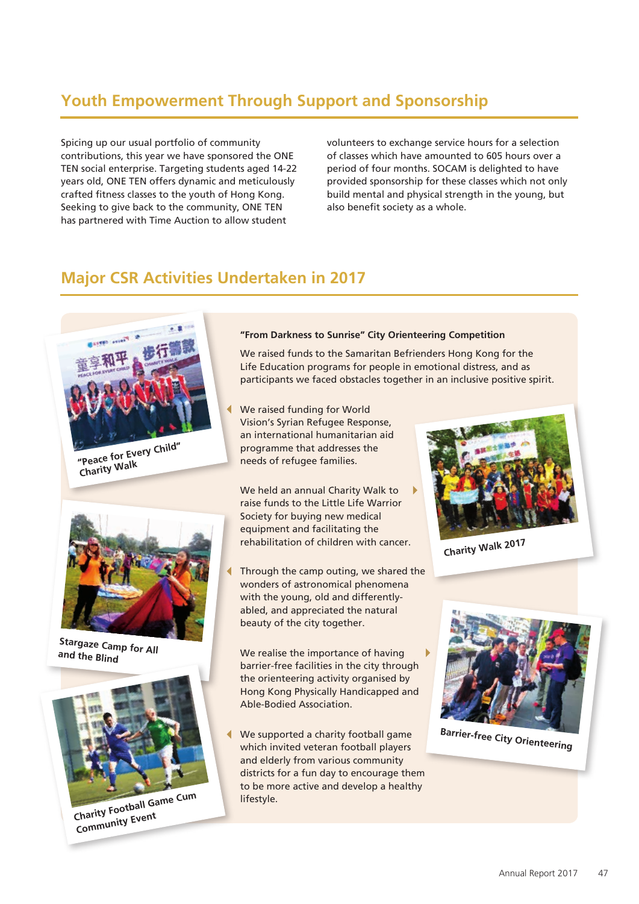## Youth Empowerment Through Support and Sponsorship

Spicing up our usual portfolio of community contributions, this year we have sponsored the ONE TEN social enterprise. Targeting students aged 14-22 years old, ONE TEN offers dynamic and meticulously crafted fitness classes to the youth of Hong Kong. Seeking to give back to the community, ONE TEN has partnered with Time Auction to allow student volunteers to exchange service hours for a selection of classes which have amounted to 605 hours over a period of four months. SOCAM is delighted to have provided sponsorship for these classes which not only build mental and physical strength in the young, but also benefit society as a whole.

## Major CSR Activities Undertaken in 2017

**"From Darkness to Sunrise" City Orienteering Competition**

We raised funds to the Samaritan Befrienders Hong Kong for the Life Education programs for people in emotional distress, and as participants we faced obstacles together in an inclusive positive spirit.

"Peace for Every Child" Charity Walk

We raised funding for World Vision's Syrian Refugee Response, an international humanitarian aid programme that addresses the needs of refugee families.

Charity Walk 2017

We held an annual Charity Walk to raise funds to the Little Life Warrior Society for buying new medical equipment and facilitating the rehabilitation of children with cancer.

Stargaze Camp for All and the Blind

Through the camp outing, we shared the wonders of astronomical phenomena with the young, old and differently-abled, and appreciated the natural beauty of the city together.

Barrier-free City Orienteering

We realise the importance of having barrier-free facilities in the city through the orienteering activity organised by Hong Kong Physically Handicapped and Able-Bodied Association.

Charity Football Game Cum Community Event

We supported a charity football game which invited veteran football players and elderly from various community districts for a fun day to encourage them to be more active and develop a healthy lifestyle.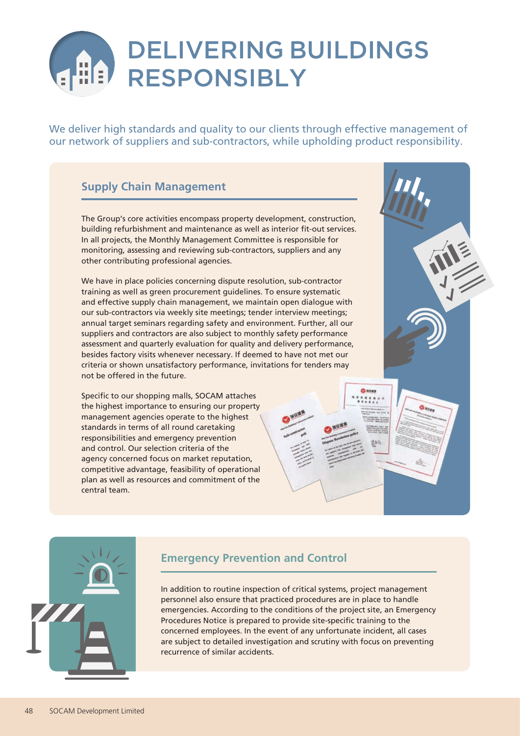# DELIVERING BUILDINGS RESPONSIBLY

We deliver high standards and quality to our clients through effective management of our network of suppliers and sub-contractors, while upholding product responsibility.

## Supply Chain Management

The Group's core activities encompass property development, construction, building refurbishment and maintenance as well as interior fit-out services. In all projects, the Monthly Management Committee is responsible for monitoring, assessing and reviewing sub-contractors, suppliers and any other contributing professional agencies.

We have in place policies concerning dispute resolution, sub-contractor training as well as green procurement guidelines. To ensure systematic and effective supply chain management, we maintain open dialogue with our sub-contractors via weekly site meetings; tender interview meetings; annual target seminars regarding safety and environment. Further, all our suppliers and contractors are also subject to monthly safety performance assessment and quarterly evaluation for quality and delivery performance, besides factory visits whenever necessary. If deemed to have not met our criteria or shown unsatisfactory performance, invitations for tenders may not be offered in the future.

Specific to our shopping malls, SOCAM attaches the highest importance to ensuring our property management agencies operate to the highest standards in terms of all round caretaking responsibilities and emergency prevention and control. Our selection criteria of the agency concerned focus on market reputation, competitive advantage, feasibility of operational plan as well as resources and commitment of the central team.

## Emergency Prevention and Control

In addition to routine inspection of critical systems, project management personnel also ensure that practiced procedures are in place to handle emergencies. According to the conditions of the project site, an Emergency Procedures Notice is prepared to provide site-specific training to the concerned employees. In the event of any unfortunate incident, all cases are subject to detailed investigation and scrutiny with focus on preventing recurrence of similar accidents.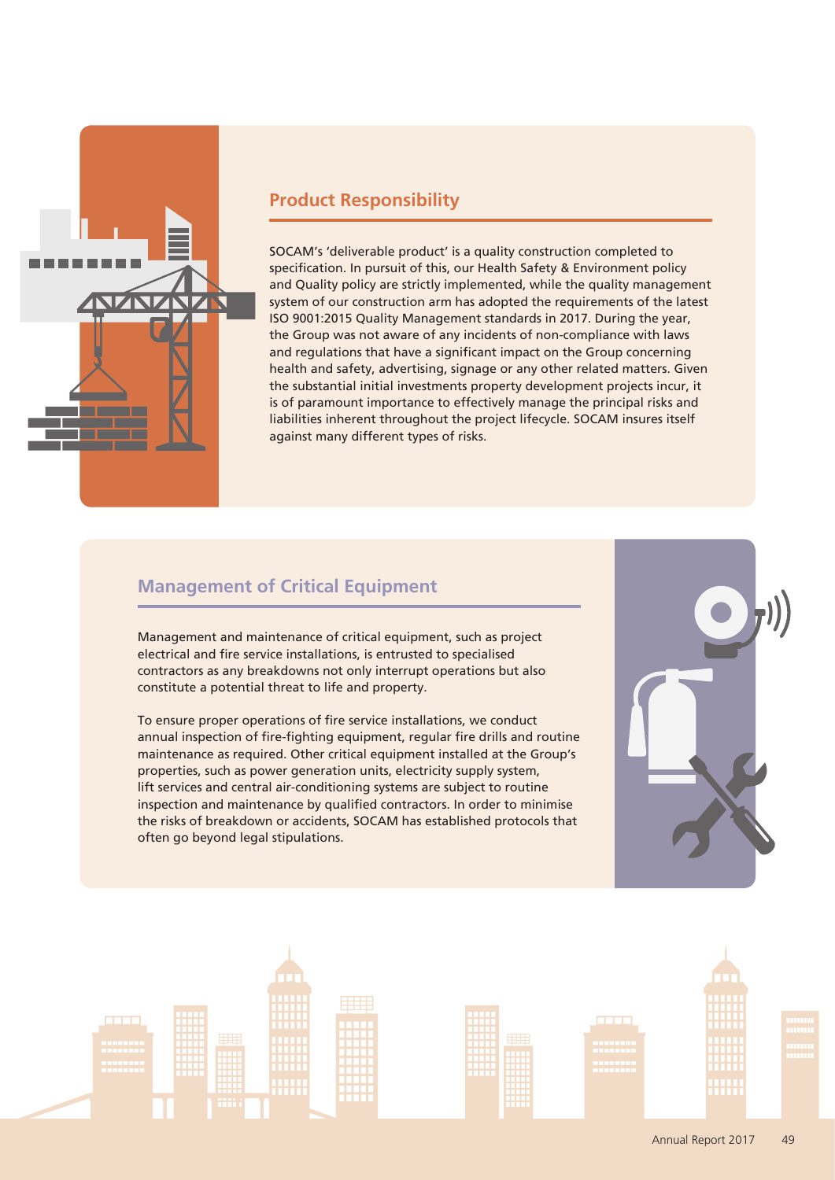## Product Responsibility

SOCAM's 'deliverable product' is a quality construction completed to specification. In pursuit of this, our Health Safety & Environment policy and Quality policy are strictly implemented, while the quality management system of our construction arm has adopted the requirements of the latest ISO 9001:2015 Quality Management standards in 2017. During the year, the Group was not aware of any incidents of non-compliance with laws and regulations that have a significant impact on the Group concerning health and safety, advertising, signage or any other related matters. Given the substantial initial investments property development projects incur, it is of paramount importance to effectively manage the principal risks and liabilities inherent throughout the project lifecycle. SOCAM insures itself against many different types of risks.

## Management of Critical Equipment

Management and maintenance of critical equipment, such as project electrical and fire service installations, is entrusted to specialised contractors as any breakdowns not only interrupt operations but also constitute a potential threat to life and property.

To ensure proper operations of fire service installations, we conduct annual inspection of fire-fighting equipment, regular fire drills and routine maintenance as required. Other critical equipment installed at the Group's properties, such as power generation units, electricity supply system, lift services and central air-conditioning systems are subject to routine inspection and maintenance by qualified contractors. In order to minimise the risks of breakdown or accidents, SOCAM has established protocols that often go beyond legal stipulations.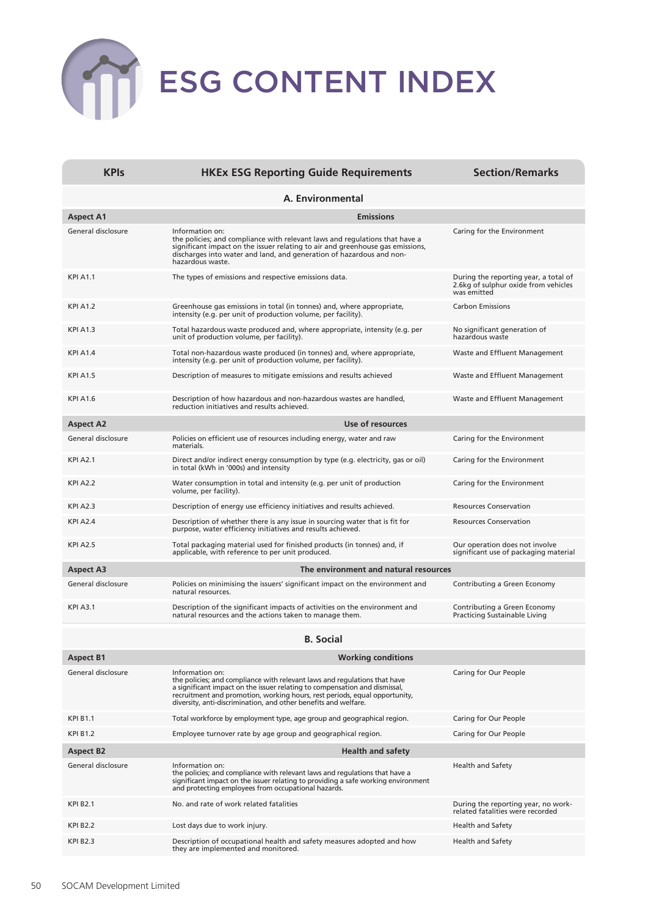# ESG CONTENT INDEX

| KPIs | HKEx ESG Reporting Guide Requirements | Section/Remarks |
|---|---|---|
| **A. Environmental** | | |
| **Aspect A1** | **Emissions** | |
| General disclosure | Information on: the policies; and compliance with relevant laws and regulations that have a significant impact on the issuer relating to air and greenhouse gas emissions, discharges into water and land, and generation of hazardous and non-hazardous waste. | Caring for the Environment |
| KPI A1.1 | The types of emissions and respective emissions data. | During the reporting year, a total of 2.6kg of sulphur oxide from vehicles was emitted |
| KPI A1.2 | Greenhouse gas emissions in total (in tonnes) and, where appropriate, intensity (e.g. per unit of production volume, per facility). | Carbon Emissions |
| KPI A1.3 | Total hazardous waste produced and, where appropriate, intensity (e.g. per unit of production volume, per facility). | No significant generation of hazardous waste |
| KPI A1.4 | Total non-hazardous waste produced (in tonnes) and, where appropriate, intensity (e.g. per unit of production volume, per facility). | Waste and Effluent Management |
| KPI A1.5 | Description of measures to mitigate emissions and results achieved | Waste and Effluent Management |
| KPI A1.6 | Description of how hazardous and non-hazardous wastes are handled, reduction initiatives and results achieved. | Waste and Effluent Management |
| **Aspect A2** | **Use of resources** | |
| General disclosure | Policies on efficient use of resources including energy, water and raw materials. | Caring for the Environment |
| KPI A2.1 | Direct and/or indirect energy consumption by type (e.g. electricity, gas or oil) in total (kWh in '000s) and intensity | Caring for the Environment |
| KPI A2.2 | Water consumption in total and intensity (e.g. per unit of production volume, per facility). | Caring for the Environment |
| KPI A2.3 | Description of energy use efficiency initiatives and results achieved. | Resources Conservation |
| KPI A2.4 | Description of whether there is any issue in sourcing water that is fit for purpose, water efficiency initiatives and results achieved. | Resources Conservation |
| KPI A2.5 | Total packaging material used for finished products (in tonnes) and, if applicable, with reference to per unit produced. | Our operation does not involve significant use of packaging material |
| **Aspect A3** | **The environment and natural resources** | |
| General disclosure | Policies on minimising the issuers' significant impact on the environment and natural resources. | Contributing a Green Economy |
| KPI A3.1 | Description of the significant impacts of activities on the environment and natural resources and the actions taken to manage them. | Contributing a Green Economy<br>Practicing Sustainable Living |
| **B. Social** | | |
| **Aspect B1** | **Working conditions** | |
| General disclosure | Information on: the policies; and compliance with relevant laws and regulations that have a significant impact on the issuer relating to compensation and dismissal, recruitment and promotion, working hours, rest periods, equal opportunity, diversity, anti-discrimination, and other benefits and welfare. | Caring for Our People |
| KPI B1.1 | Total workforce by employment type, age group and geographical region. | Caring for Our People |
| KPI B1.2 | Employee turnover rate by age group and geographical region. | Caring for Our People |
| **Aspect B2** | **Health and safety** | |
| General disclosure | Information on: the policies; and compliance with relevant laws and regulations that have a significant impact on the issuer relating to providing a safe working environment and protecting employees from occupational hazards. | Health and Safety |
| KPI B2.1 | No. and rate of work related fatalities | During the reporting year, no work-related fatalities were recorded |
| KPI B2.2 | Lost days due to work injury. | Health and Safety |
| KPI B2.3 | Description of occupational health and safety measures adopted and how they are implemented and monitored. | Health and Safety |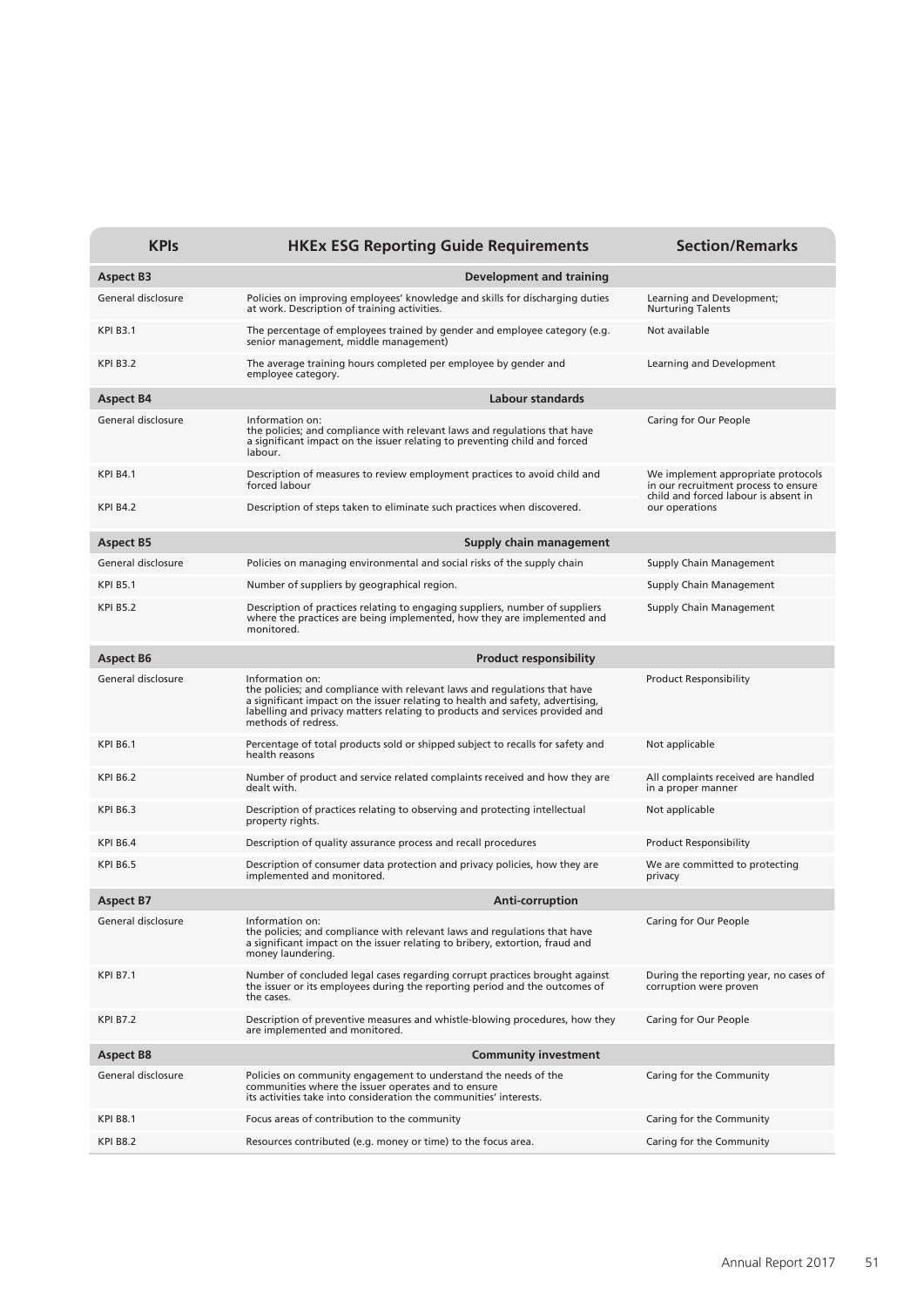| KPIs | HKEx ESG Reporting Guide Requirements | Section/Remarks |
|---|---|---|
| **Aspect B3** | **Development and training** | |
| General disclosure | Policies on improving employees' knowledge and skills for discharging duties at work. Description of training activities. | Learning and Development; Nurturing Talents |
| KPI B3.1 | The percentage of employees trained by gender and employee category (e.g. senior management, middle management) | Not available |
| KPI B3.2 | The average training hours completed per employee by gender and employee category. | Learning and Development |
| **Aspect B4** | **Labour standards** | |
| General disclosure | Information on: the policies; and compliance with relevant laws and regulations that have a significant impact on the issuer relating to preventing child and forced labour. | Caring for Our People |
| KPI B4.1 | Description of measures to review employment practices to avoid child and forced labour | We implement appropriate protocols in our recruitment process to ensure child and forced labour is absent in our operations |
| KPI B4.2 | Description of steps taken to eliminate such practices when discovered. | |
| **Aspect B5** | **Supply chain management** | |
| General disclosure | Policies on managing environmental and social risks of the supply chain | Supply Chain Management |
| KPI B5.1 | Number of suppliers by geographical region. | Supply Chain Management |
| KPI B5.2 | Description of practices relating to engaging suppliers, number of suppliers where the practices are being implemented, how they are implemented and monitored. | Supply Chain Management |
| **Aspect B6** | **Product responsibility** | |
| General disclosure | Information on: the policies; and compliance with relevant laws and regulations that have a significant impact on the issuer relating to health and safety, advertising, labelling and privacy matters relating to products and services provided and methods of redress. | Product Responsibility |
| KPI B6.1 | Percentage of total products sold or shipped subject to recalls for safety and health reasons | Not applicable |
| KPI B6.2 | Number of product and service related complaints received and how they are dealt with. | All complaints received are handled in a proper manner |
| KPI B6.3 | Description of practices relating to observing and protecting intellectual property rights. | Not applicable |
| KPI B6.4 | Description of quality assurance process and recall procedures | Product Responsibility |
| KPI B6.5 | Description of consumer data protection and privacy policies, how they are implemented and monitored. | We are committed to protecting privacy |
| **Aspect B7** | **Anti-corruption** | |
| General disclosure | Information on: the policies; and compliance with relevant laws and regulations that have a significant impact on the issuer relating to bribery, extortion, fraud and money laundering. | Caring for Our People |
| KPI B7.1 | Number of concluded legal cases regarding corrupt practices brought against the issuer or its employees during the reporting period and the outcomes of the cases. | During the reporting year, no cases of corruption were proven |
| KPI B7.2 | Description of preventive measures and whistle-blowing procedures, how they are implemented and monitored. | Caring for Our People |
| **Aspect B8** | **Community investment** | |
| General disclosure | Policies on community engagement to understand the needs of the communities where the issuer operates and to ensure its activities take into consideration the communities' interests. | Caring for the Community |
| KPI B8.1 | Focus areas of contribution to the community | Caring for the Community |
| KPI B8.2 | Resources contributed (e.g. money or time) to the focus area. | Caring for the Community |